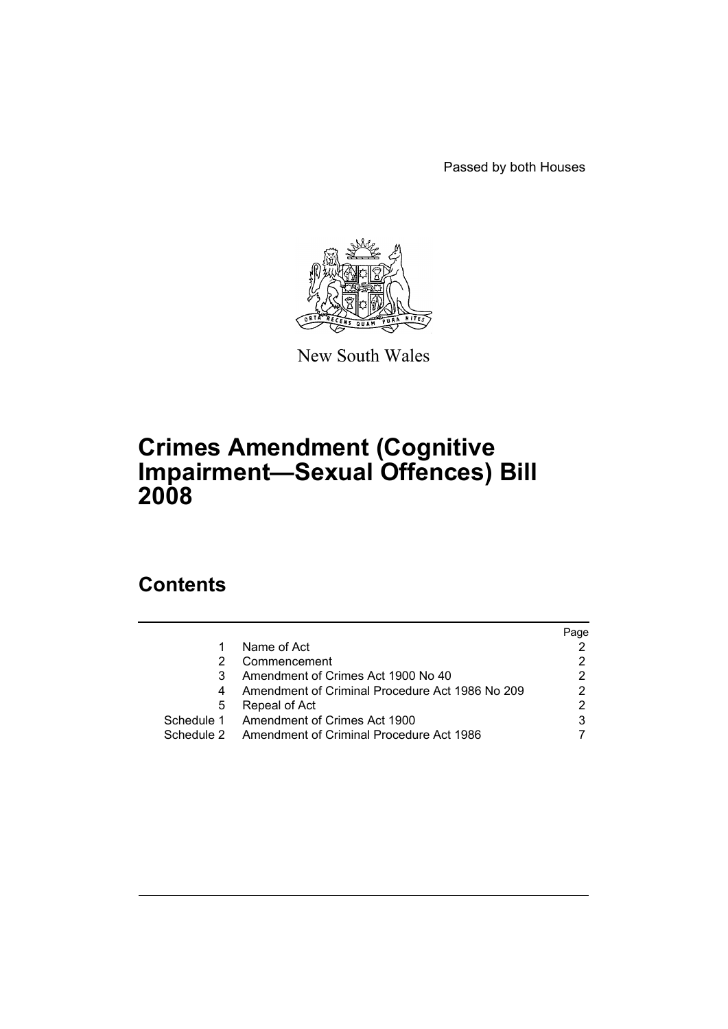Passed by both Houses

New South Wales

# Crimes Amendment (Cognitive Impairment—Sexual Offences) Bill 2008

## Contents

| | | Page |
|---|---|---|
| 1 | Name of Act | 2 |
| 2 | Commencement | 2 |
| 3 | Amendment of Crimes Act 1900 No 40 | 2 |
| 4 | Amendment of Criminal Procedure Act 1986 No 209 | 2 |
| 5 | Repeal of Act | 2 |
| Schedule 1 | Amendment of Crimes Act 1900 | 3 |
| Schedule 2 | Amendment of Criminal Procedure Act 1986 | 7 |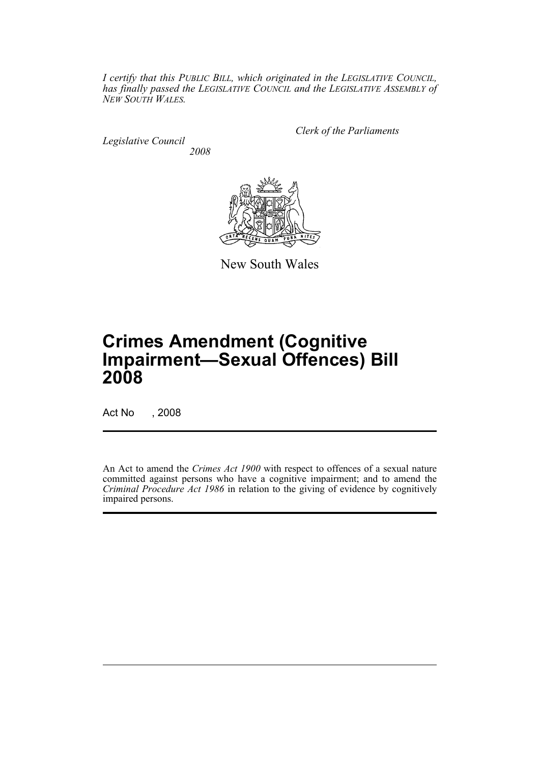*I certify that this PUBLIC BILL, which originated in the LEGISLATIVE COUNCIL, has finally passed the LEGISLATIVE COUNCIL and the LEGISLATIVE ASSEMBLY of NEW SOUTH WALES.*

*Clerk of the Parliaments*

*Legislative Council*
*2008*

New South Wales

# Crimes Amendment (Cognitive Impairment—Sexual Offences) Bill 2008

Act No , 2008

An Act to amend the *Crimes Act 1900* with respect to offences of a sexual nature committed against persons who have a cognitive impairment; and to amend the *Criminal Procedure Act 1986* in relation to the giving of evidence by cognitively impaired persons.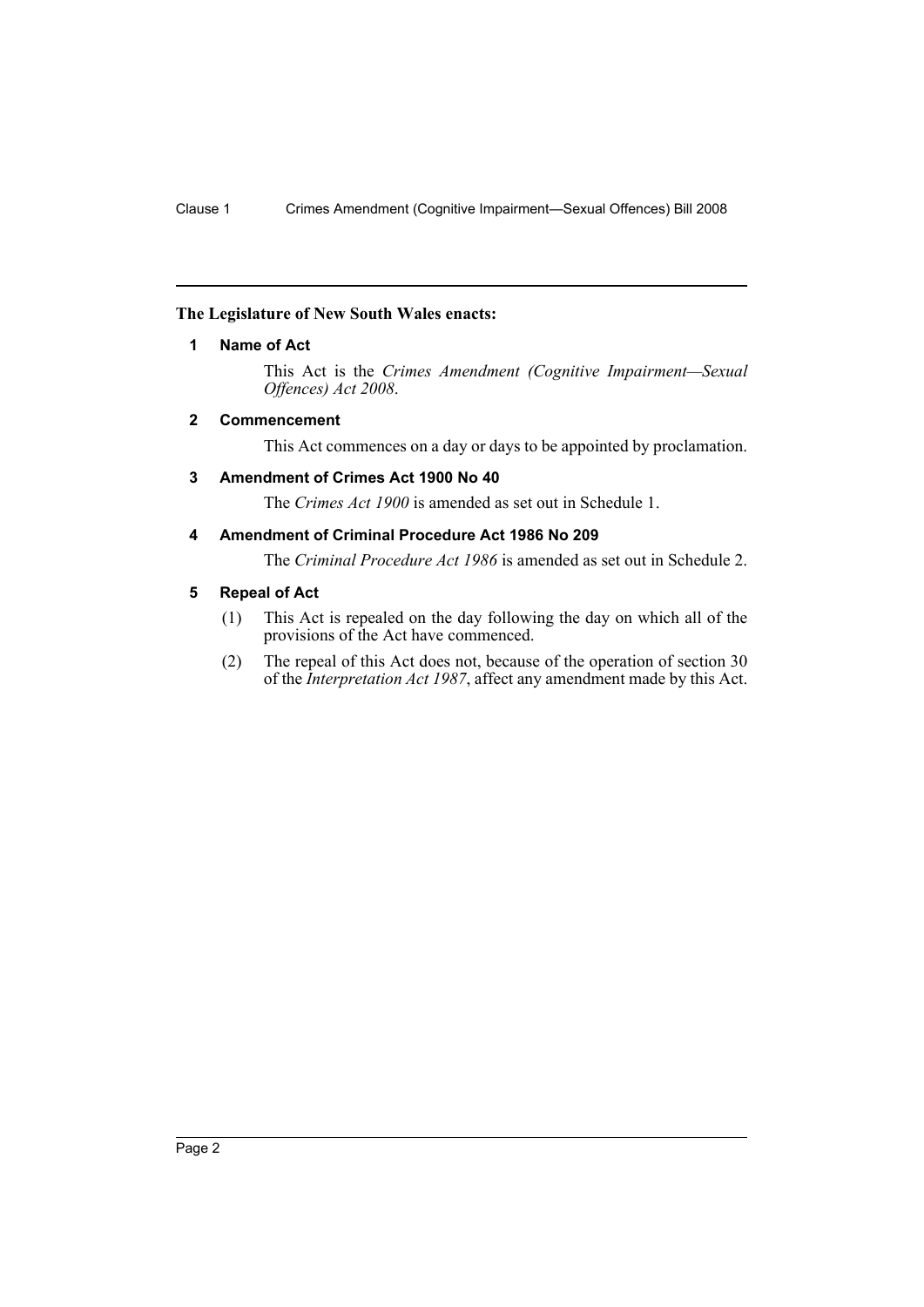**The Legislature of New South Wales enacts:**

**1 Name of Act**

This Act is the *Crimes Amendment (Cognitive Impairment—Sexual Offences) Act 2008*.

**2 Commencement**

This Act commences on a day or days to be appointed by proclamation.

**3 Amendment of Crimes Act 1900 No 40**

The *Crimes Act 1900* is amended as set out in Schedule 1.

**4 Amendment of Criminal Procedure Act 1986 No 209**

The *Criminal Procedure Act 1986* is amended as set out in Schedule 2.

**5 Repeal of Act**

(1) This Act is repealed on the day following the day on which all of the provisions of the Act have commenced.

(2) The repeal of this Act does not, because of the operation of section 30 of the *Interpretation Act 1987*, affect any amendment made by this Act.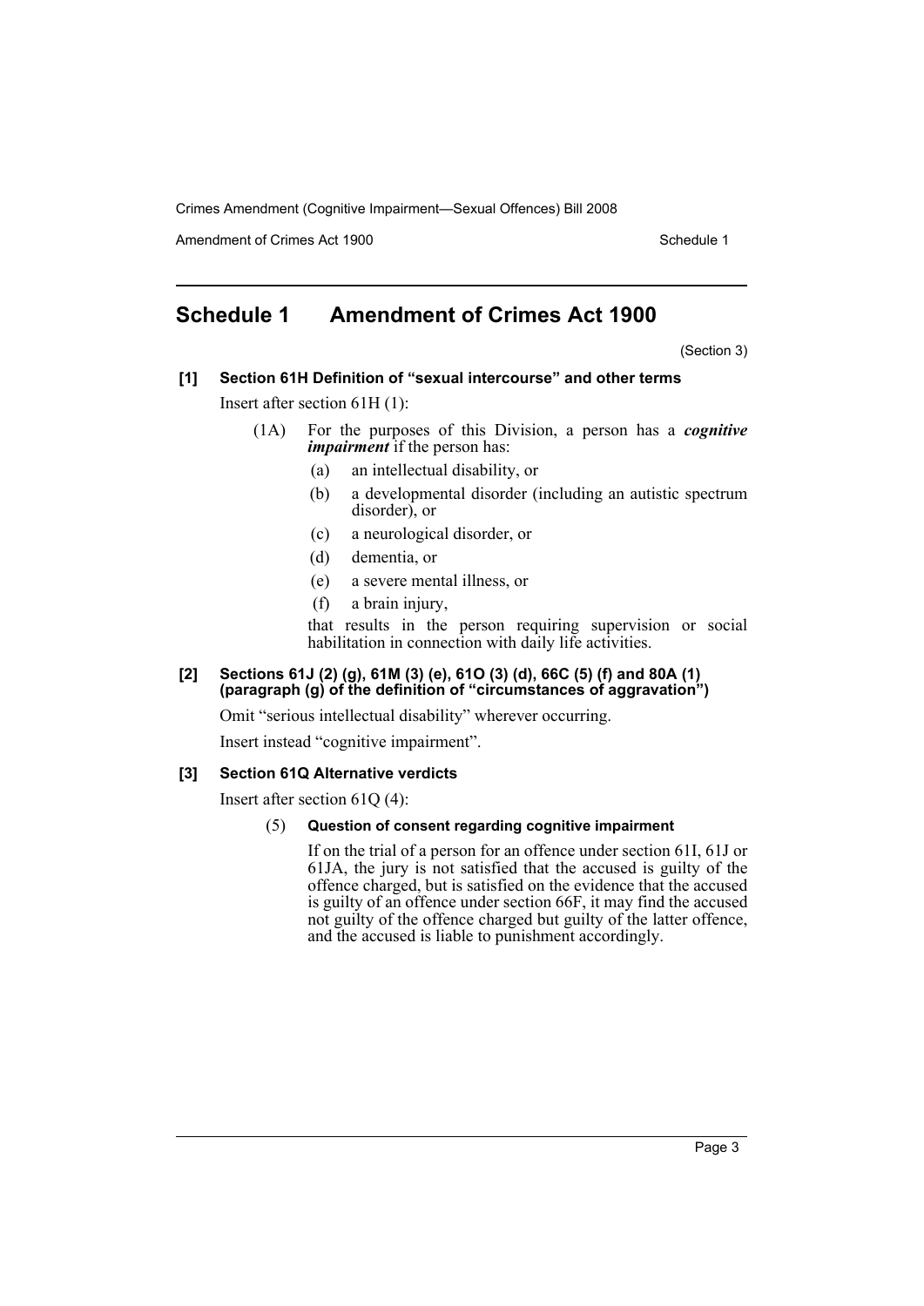# Schedule 1 Amendment of Crimes Act 1900

(Section 3)

**[1] Section 61H Definition of "sexual intercourse" and other terms**

Insert after section 61H (1):

(1A) For the purposes of this Division, a person has a ***cognitive impairment*** if the person has:

- (a) an intellectual disability, or
- (b) a developmental disorder (including an autistic spectrum disorder), or
- (c) a neurological disorder, or
- (d) dementia, or
- (e) a severe mental illness, or
- (f) a brain injury,

that results in the person requiring supervision or social habilitation in connection with daily life activities.

**[2] Sections 61J (2) (g), 61M (3) (e), 61O (3) (d), 66C (5) (f) and 80A (1) (paragraph (g) of the definition of "circumstances of aggravation")**

Omit "serious intellectual disability" wherever occurring.

Insert instead "cognitive impairment".

**[3] Section 61Q Alternative verdicts**

Insert after section 61Q (4):

(5) **Question of consent regarding cognitive impairment**

If on the trial of a person for an offence under section 61I, 61J or 61JA, the jury is not satisfied that the accused is guilty of the offence charged, but is satisfied on the evidence that the accused is guilty of an offence under section 66F, it may find the accused not guilty of the offence charged but guilty of the latter offence, and the accused is liable to punishment accordingly.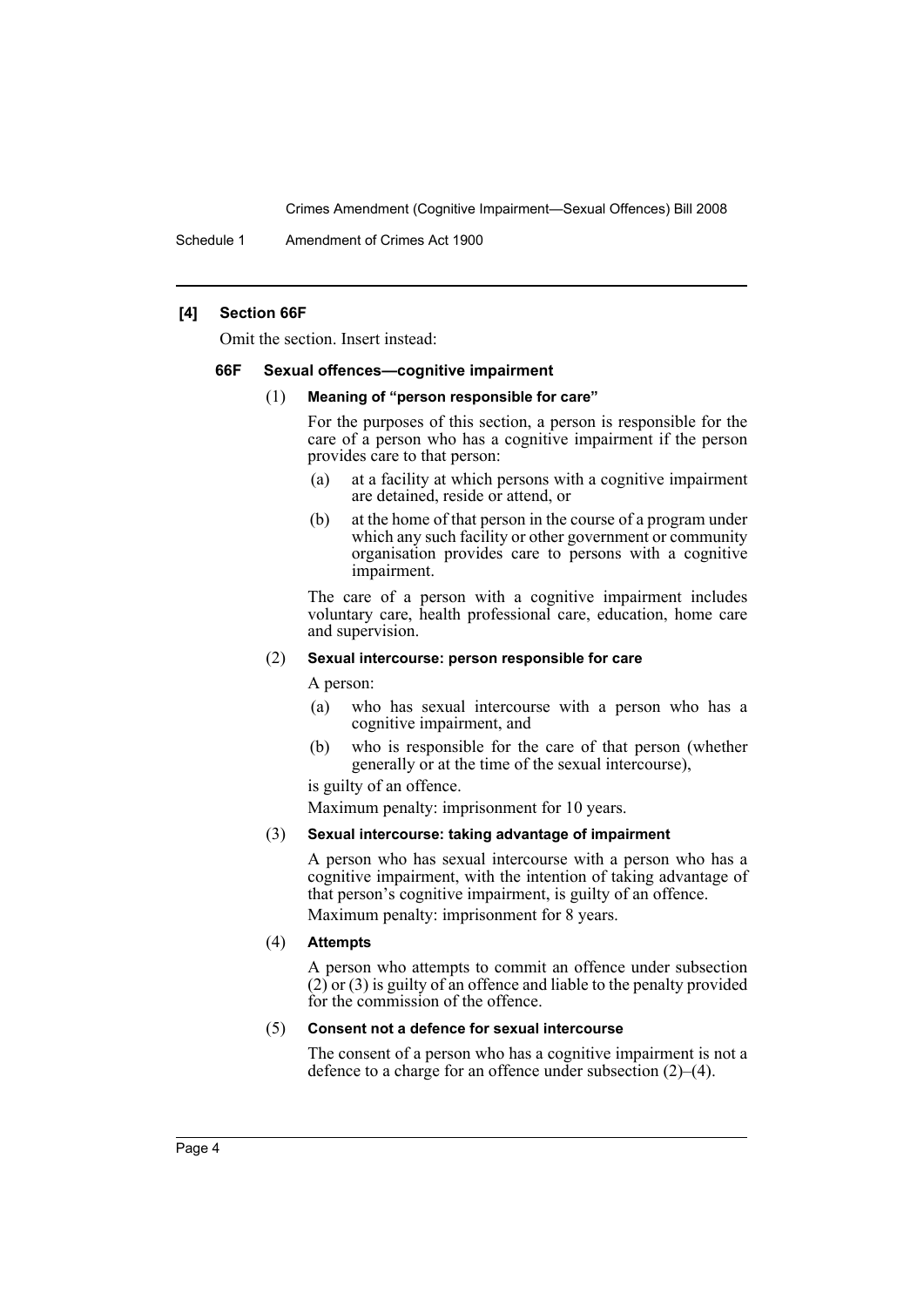**[4] Section 66F**

Omit the section. Insert instead:

### 66F Sexual offences—cognitive impairment

(1) **Meaning of "person responsible for care"**

For the purposes of this section, a person is responsible for the care of a person who has a cognitive impairment if the person provides care to that person:

- (a) at a facility at which persons with a cognitive impairment are detained, reside or attend, or
- (b) at the home of that person in the course of a program under which any such facility or other government or community organisation provides care to persons with a cognitive impairment.

The care of a person with a cognitive impairment includes voluntary care, health professional care, education, home care and supervision.

(2) **Sexual intercourse: person responsible for care**

A person:

- (a) who has sexual intercourse with a person who has a cognitive impairment, and
- (b) who is responsible for the care of that person (whether generally or at the time of the sexual intercourse),

is guilty of an offence.

Maximum penalty: imprisonment for 10 years.

(3) **Sexual intercourse: taking advantage of impairment**

A person who has sexual intercourse with a person who has a cognitive impairment, with the intention of taking advantage of that person's cognitive impairment, is guilty of an offence.

Maximum penalty: imprisonment for 8 years.

(4) **Attempts**

A person who attempts to commit an offence under subsection (2) or (3) is guilty of an offence and liable to the penalty provided for the commission of the offence.

(5) **Consent not a defence for sexual intercourse**

The consent of a person who has a cognitive impairment is not a defence to a charge for an offence under subsection (2)–(4).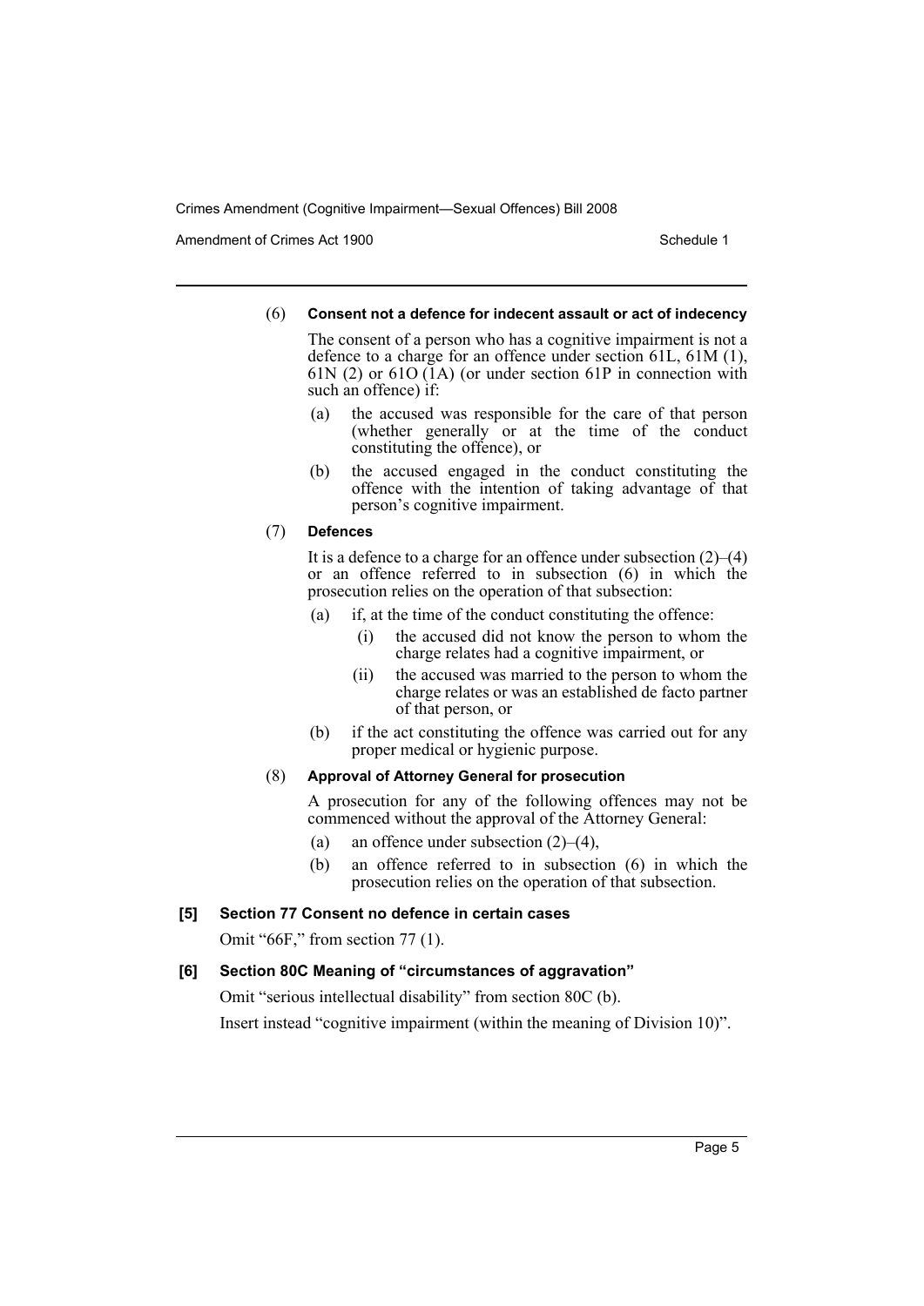(6) **Consent not a defence for indecent assault or act of indecency**

The consent of a person who has a cognitive impairment is not a defence to a charge for an offence under section 61L, 61M (1), 61N (2) or 61O (1A) (or under section 61P in connection with such an offence) if:

- (a) the accused was responsible for the care of that person (whether generally or at the time of the conduct constituting the offence), or
- (b) the accused engaged in the conduct constituting the offence with the intention of taking advantage of that person's cognitive impairment.

(7) **Defences**

It is a defence to a charge for an offence under subsection (2)–(4) or an offence referred to in subsection (6) in which the prosecution relies on the operation of that subsection:

- (a) if, at the time of the conduct constituting the offence:
  - (i) the accused did not know the person to whom the charge relates had a cognitive impairment, or
  - (ii) the accused was married to the person to whom the charge relates or was an established de facto partner of that person, or
- (b) if the act constituting the offence was carried out for any proper medical or hygienic purpose.

(8) **Approval of Attorney General for prosecution**

A prosecution for any of the following offences may not be commenced without the approval of the Attorney General:

- (a) an offence under subsection (2)–(4),
- (b) an offence referred to in subsection (6) in which the prosecution relies on the operation of that subsection.

### [5] Section 77 Consent no defence in certain cases

Omit "66F," from section 77 (1).

### [6] Section 80C Meaning of "circumstances of aggravation"

Omit "serious intellectual disability" from section 80C (b).

Insert instead "cognitive impairment (within the meaning of Division 10)".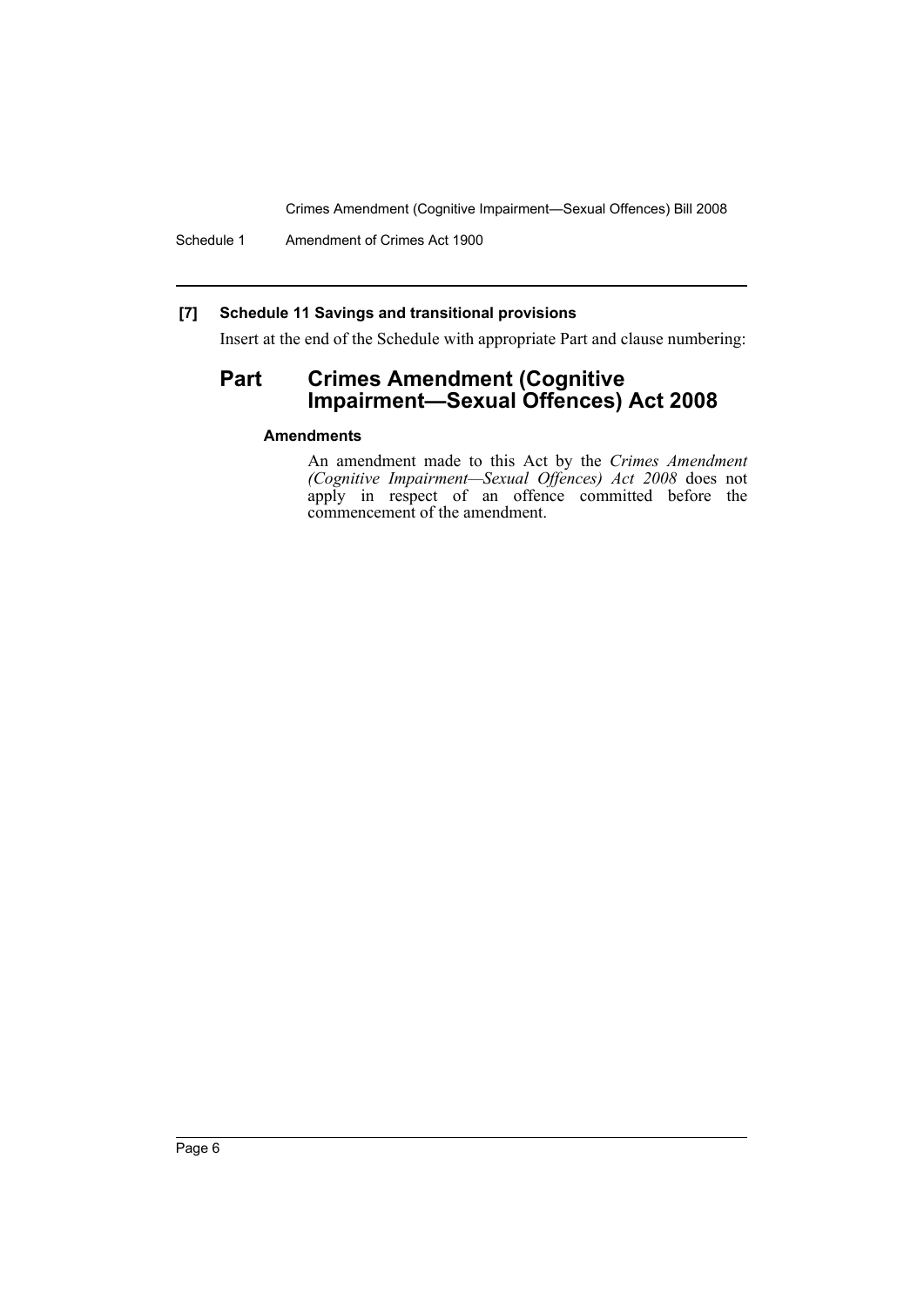### [7] Schedule 11 Savings and transitional provisions

Insert at the end of the Schedule with appropriate Part and clause numbering:

## Part Crimes Amendment (Cognitive Impairment—Sexual Offences) Act 2008

#### Amendments

An amendment made to this Act by the *Crimes Amendment (Cognitive Impairment—Sexual Offences) Act 2008* does not apply in respect of an offence committed before the commencement of the amendment.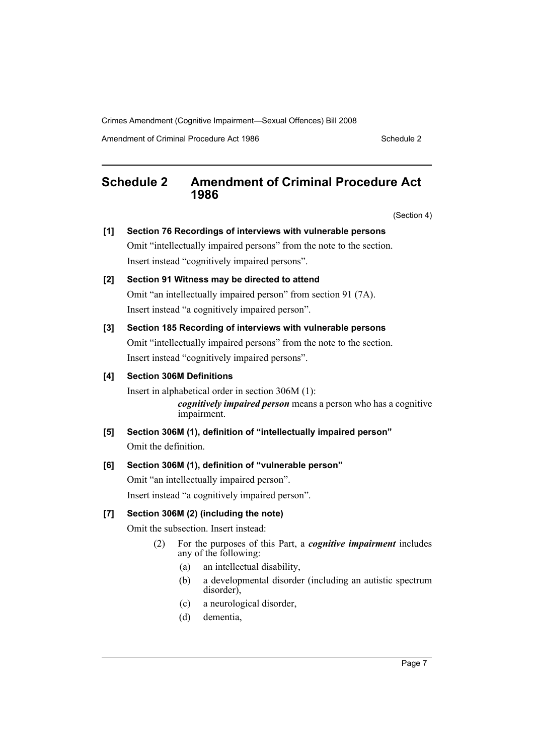## Schedule 2 Amendment of Criminal Procedure Act 1986

(Section 4)

**[1] Section 76 Recordings of interviews with vulnerable persons**

Omit "intellectually impaired persons" from the note to the section.

Insert instead "cognitively impaired persons".

**[2] Section 91 Witness may be directed to attend**

Omit "an intellectually impaired person" from section 91 (7A).

Insert instead "a cognitively impaired person".

**[3] Section 185 Recording of interviews with vulnerable persons**

Omit "intellectually impaired persons" from the note to the section.

Insert instead "cognitively impaired persons".

**[4] Section 306M Definitions**

Insert in alphabetical order in section 306M (1):

> ***cognitively impaired person*** means a person who has a cognitive impairment.

**[5] Section 306M (1), definition of "intellectually impaired person"**

Omit the definition.

**[6] Section 306M (1), definition of "vulnerable person"**

Omit "an intellectually impaired person".

Insert instead "a cognitively impaired person".

**[7] Section 306M (2) (including the note)**

Omit the subsection. Insert instead:

> (2) For the purposes of this Part, a ***cognitive impairment*** includes any of the following:
>
> (a) an intellectual disability,
>
> (b) a developmental disorder (including an autistic spectrum disorder),
>
> (c) a neurological disorder,
>
> (d) dementia,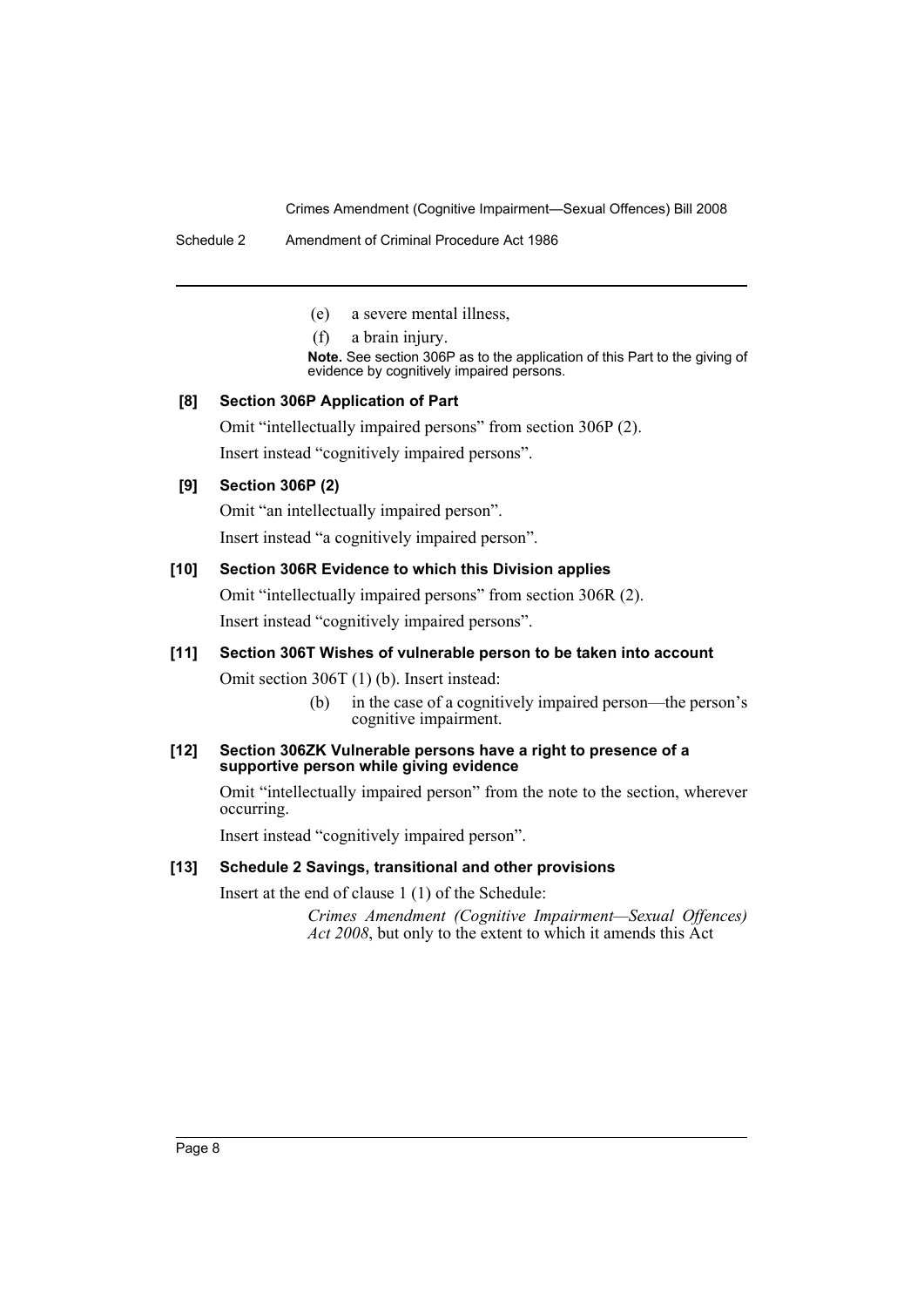(e) a severe mental illness,

(f) a brain injury.

**Note.** See section 306P as to the application of this Part to the giving of evidence by cognitively impaired persons.

### [8] Section 306P Application of Part

Omit “intellectually impaired persons” from section 306P (2).

Insert instead “cognitively impaired persons”.

### [9] Section 306P (2)

Omit “an intellectually impaired person”.

Insert instead “a cognitively impaired person”.

### [10] Section 306R Evidence to which this Division applies

Omit “intellectually impaired persons” from section 306R (2).

Insert instead “cognitively impaired persons”.

### [11] Section 306T Wishes of vulnerable person to be taken into account

Omit section 306T (1) (b). Insert instead:

(b) in the case of a cognitively impaired person—the person’s cognitive impairment.

### [12] Section 306ZK Vulnerable persons have a right to presence of a supportive person while giving evidence

Omit “intellectually impaired person” from the note to the section, wherever occurring.

Insert instead “cognitively impaired person”.

### [13] Schedule 2 Savings, transitional and other provisions

Insert at the end of clause 1 (1) of the Schedule:

*Crimes Amendment (Cognitive Impairment—Sexual Offences) Act 2008*, but only to the extent to which it amends this Act